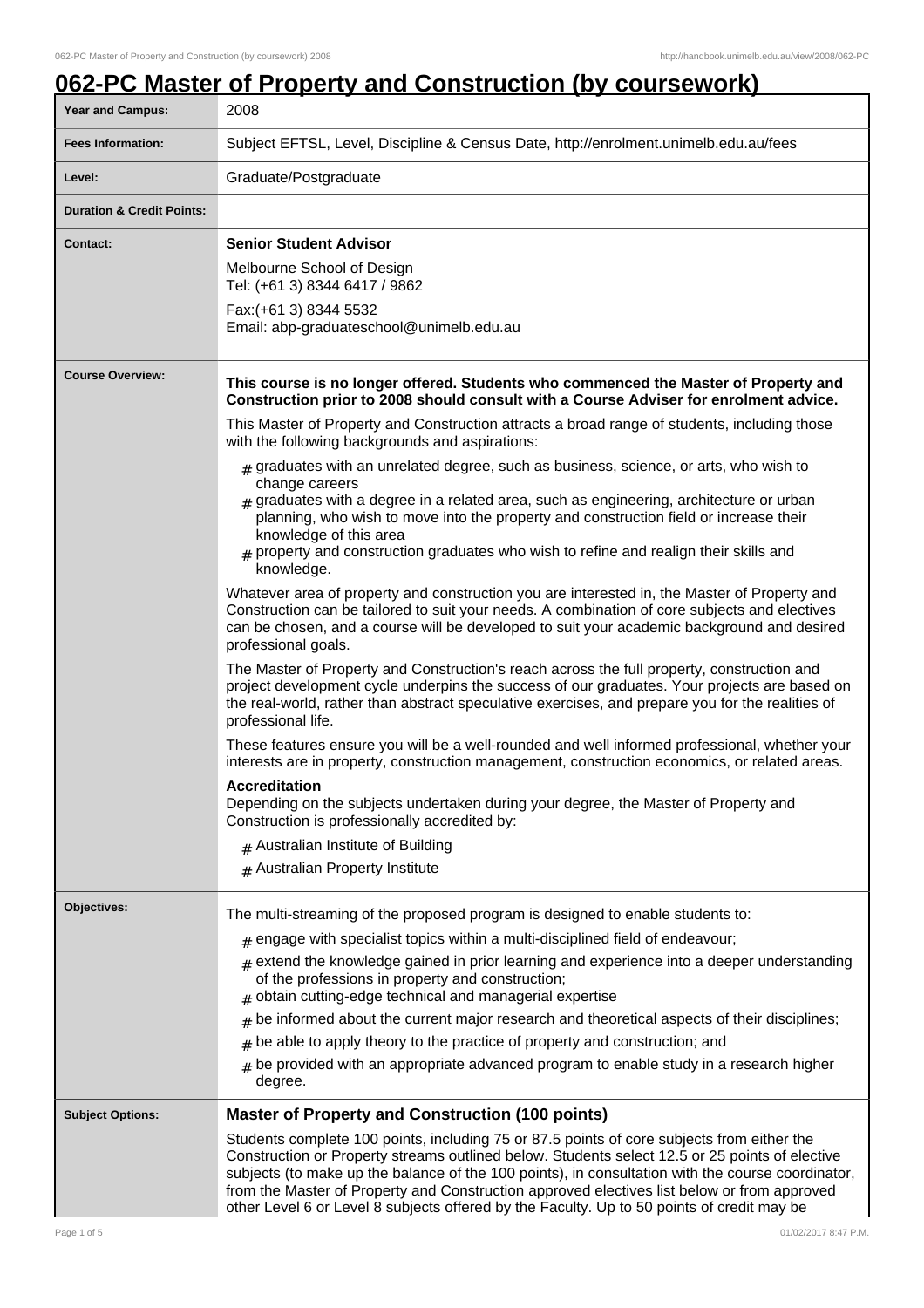# 062-PC Master of Property and Construction (by coursework)

| | |
|---|---|
| **Year and Campus:** | 2008 |
| **Fees Information:** | Subject EFTSL, Level, Discipline & Census Date, http://enrolment.unimelb.edu.au/fees |
| **Level:** | Graduate/Postgraduate |
| **Duration & Credit Points:** | |
| **Contact:** | **Senior Student Advisor**<br>Melbourne School of Design<br>Tel: (+61 3) 8344 6417 / 9862<br>Fax:(+61 3) 8344 5532<br>Email: abp-graduateschool@unimelb.edu.au |

**Course Overview:**

**This course is no longer offered. Students who commenced the Master of Property and Construction prior to 2008 should consult with a Course Adviser for enrolment advice.**

This Master of Property and Construction attracts a broad range of students, including those with the following backgrounds and aspirations:

- graduates with an unrelated degree, such as business, science, or arts, who wish to change careers
- graduates with a degree in a related area, such as engineering, architecture or urban planning, who wish to move into the property and construction field or increase their knowledge of this area
- property and construction graduates who wish to refine and realign their skills and knowledge.

Whatever area of property and construction you are interested in, the Master of Property and Construction can be tailored to suit your needs. A combination of core subjects and electives can be chosen, and a course will be developed to suit your academic background and desired professional goals.

The Master of Property and Construction's reach across the full property, construction and project development cycle underpins the success of our graduates. Your projects are based on the real-world, rather than abstract speculative exercises, and prepare you for the realities of professional life.

These features ensure you will be a well-rounded and well informed professional, whether your interests are in property, construction management, construction economics, or related areas.

**Accreditation**
Depending on the subjects undertaken during your degree, the Master of Property and Construction is professionally accredited by:

- Australian Institute of Building
- Australian Property Institute

**Objectives:**

The multi-streaming of the proposed program is designed to enable students to:

- engage with specialist topics within a multi-disciplined field of endeavour;
- extend the knowledge gained in prior learning and experience into a deeper understanding of the professions in property and construction;
- obtain cutting-edge technical and managerial expertise
- be informed about the current major research and theoretical aspects of their disciplines;
- be able to apply theory to the practice of property and construction; and
- be provided with an appropriate advanced program to enable study in a research higher degree.

**Subject Options:**

### Master of Property and Construction (100 points)

Students complete 100 points, including 75 or 87.5 points of core subjects from either the Construction or Property streams outlined below. Students select 12.5 or 25 points of elective subjects (to make up the balance of the 100 points), in consultation with the course coordinator, from the Master of Property and Construction approved electives list below or from approved other Level 6 or Level 8 subjects offered by the Faculty. Up to 50 points of credit may be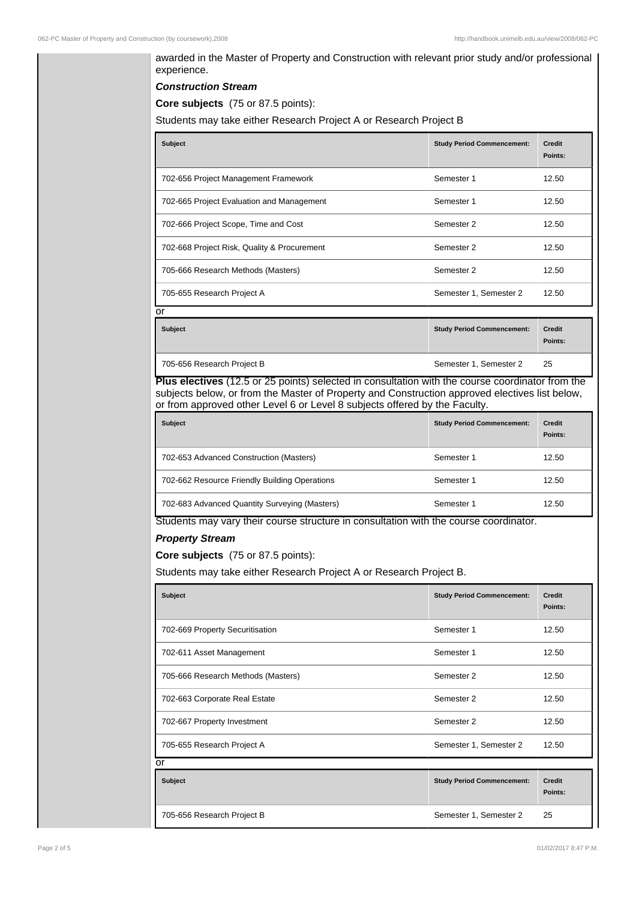awarded in the Master of Property and Construction with relevant prior study and/or professional experience.

***Construction Stream***

**Core subjects** (75 or 87.5 points):

Students may take either Research Project A or Research Project B

| Subject | Study Period Commencement: | Credit Points: |
| --- | --- | --- |
| 702-656 Project Management Framework | Semester 1 | 12.50 |
| 702-665 Project Evaluation and Management | Semester 1 | 12.50 |
| 702-666 Project Scope, Time and Cost | Semester 2 | 12.50 |
| 702-668 Project Risk, Quality & Procurement | Semester 2 | 12.50 |
| 705-666 Research Methods (Masters) | Semester 2 | 12.50 |
| 705-655 Research Project A | Semester 1, Semester 2 | 12.50 |

or

| Subject | Study Period Commencement: | Credit Points: |
| --- | --- | --- |
| 705-656 Research Project B | Semester 1, Semester 2 | 25 |

**Plus electives** (12.5 or 25 points) selected in consultation with the course coordinator from the subjects below, or from the Master of Property and Construction approved electives list below, or from approved other Level 6 or Level 8 subjects offered by the Faculty.

| Subject | Study Period Commencement: | Credit Points: |
| --- | --- | --- |
| 702-653 Advanced Construction (Masters) | Semester 1 | 12.50 |
| 702-662 Resource Friendly Building Operations | Semester 1 | 12.50 |
| 702-683 Advanced Quantity Surveying (Masters) | Semester 1 | 12.50 |

Students may vary their course structure in consultation with the course coordinator.

***Property Stream***

**Core subjects** (75 or 87.5 points):

Students may take either Research Project A or Research Project B.

| Subject | Study Period Commencement: | Credit Points: |
| --- | --- | --- |
| 702-669 Property Securitisation | Semester 1 | 12.50 |
| 702-611 Asset Management | Semester 1 | 12.50 |
| 705-666 Research Methods (Masters) | Semester 2 | 12.50 |
| 702-663 Corporate Real Estate | Semester 2 | 12.50 |
| 702-667 Property Investment | Semester 2 | 12.50 |
| 705-655 Research Project A | Semester 1, Semester 2 | 12.50 |

or

| Subject | Study Period Commencement: | Credit Points: |
| --- | --- | --- |
| 705-656 Research Project B | Semester 1, Semester 2 | 25 |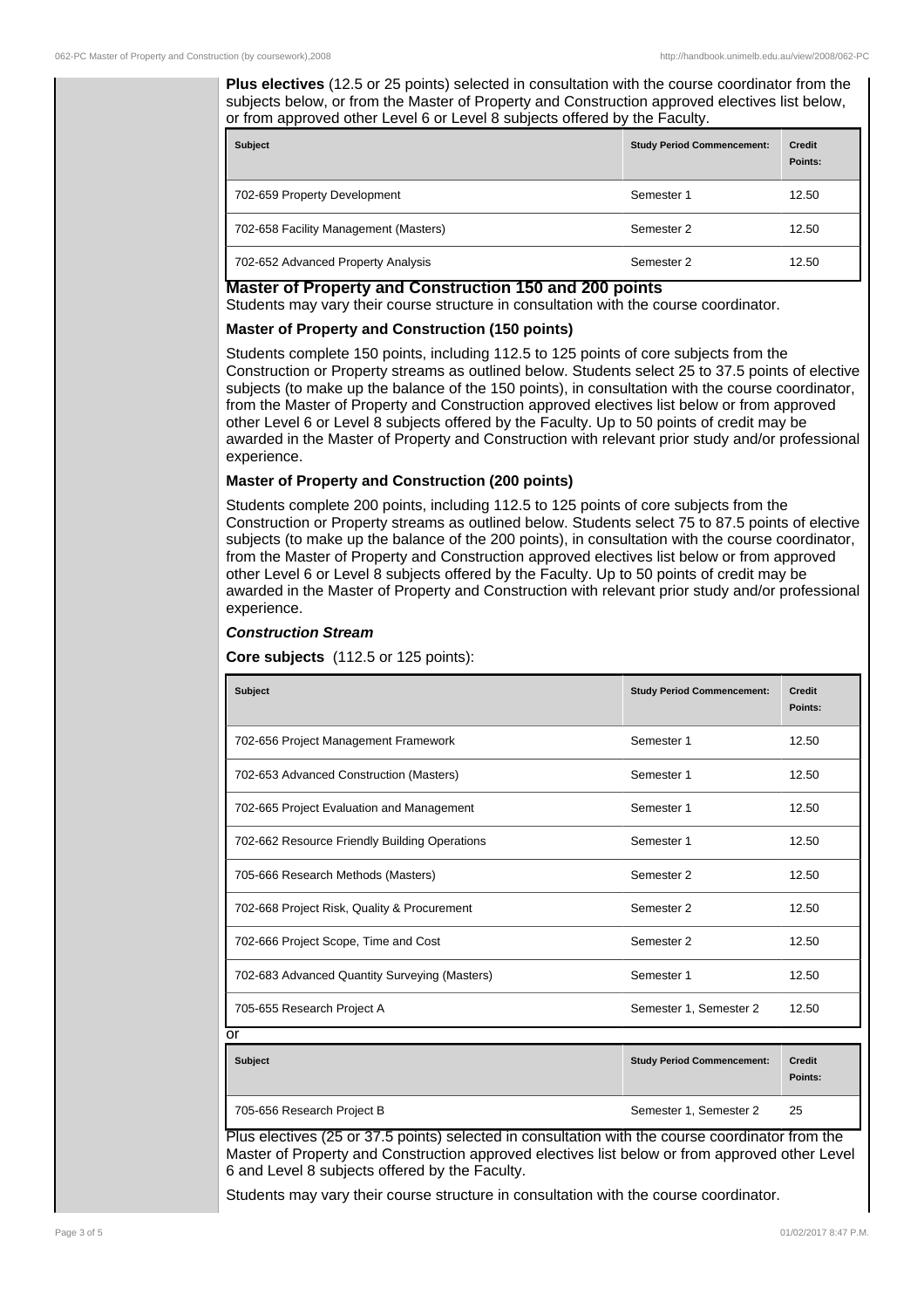**Plus electives** (12.5 or 25 points) selected in consultation with the course coordinator from the subjects below, or from the Master of Property and Construction approved electives list below, or from approved other Level 6 or Level 8 subjects offered by the Faculty.

| Subject | Study Period Commencement: | Credit Points: |
|---|---|---|
| 702-659 Property Development | Semester 1 | 12.50 |
| 702-658 Facility Management (Masters) | Semester 2 | 12.50 |
| 702-652 Advanced Property Analysis | Semester 2 | 12.50 |

## Master of Property and Construction 150 and 200 points

Students may vary their course structure in consultation with the course coordinator.

### Master of Property and Construction (150 points)

Students complete 150 points, including 112.5 to 125 points of core subjects from the Construction or Property streams as outlined below. Students select 25 to 37.5 points of elective subjects (to make up the balance of the 150 points), in consultation with the course coordinator, from the Master of Property and Construction approved electives list below or from approved other Level 6 or Level 8 subjects offered by the Faculty. Up to 50 points of credit may be awarded in the Master of Property and Construction with relevant prior study and/or professional experience.

### Master of Property and Construction (200 points)

Students complete 200 points, including 112.5 to 125 points of core subjects from the Construction or Property streams as outlined below. Students select 75 to 87.5 points of elective subjects (to make up the balance of the 200 points), in consultation with the course coordinator, from the Master of Property and Construction approved electives list below or from approved other Level 6 or Level 8 subjects offered by the Faculty. Up to 50 points of credit may be awarded in the Master of Property and Construction with relevant prior study and/or professional experience.

#### *Construction Stream*

**Core subjects** (112.5 or 125 points):

| Subject | Study Period Commencement: | Credit Points: |
|---|---|---|
| 702-656 Project Management Framework | Semester 1 | 12.50 |
| 702-653 Advanced Construction (Masters) | Semester 1 | 12.50 |
| 702-665 Project Evaluation and Management | Semester 1 | 12.50 |
| 702-662 Resource Friendly Building Operations | Semester 1 | 12.50 |
| 705-666 Research Methods (Masters) | Semester 2 | 12.50 |
| 702-668 Project Risk, Quality & Procurement | Semester 2 | 12.50 |
| 702-666 Project Scope, Time and Cost | Semester 2 | 12.50 |
| 702-683 Advanced Quantity Surveying (Masters) | Semester 1 | 12.50 |
| 705-655 Research Project A | Semester 1, Semester 2 | 12.50 |

or

| Subject | Study Period Commencement: | Credit Points: |
|---|---|---|
| 705-656 Research Project B | Semester 1, Semester 2 | 25 |

Plus electives (25 or 37.5 points) selected in consultation with the course coordinator from the Master of Property and Construction approved electives list below or from approved other Level 6 and Level 8 subjects offered by the Faculty.

Students may vary their course structure in consultation with the course coordinator.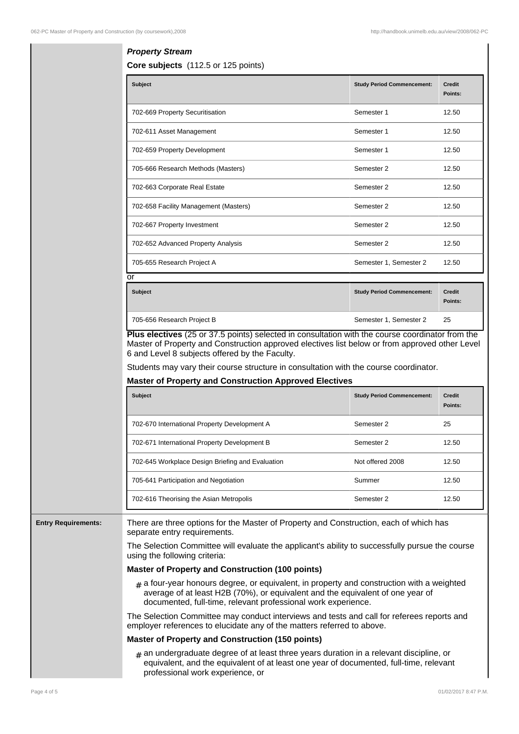***Property Stream***

**Core subjects** (112.5 or 125 points)

| Subject | Study Period Commencement: | Credit Points: |
| --- | --- | --- |
| 702-669 Property Securitisation | Semester 1 | 12.50 |
| 702-611 Asset Management | Semester 1 | 12.50 |
| 702-659 Property Development | Semester 1 | 12.50 |
| 705-666 Research Methods (Masters) | Semester 2 | 12.50 |
| 702-663 Corporate Real Estate | Semester 2 | 12.50 |
| 702-658 Facility Management (Masters) | Semester 2 | 12.50 |
| 702-667 Property Investment | Semester 2 | 12.50 |
| 702-652 Advanced Property Analysis | Semester 2 | 12.50 |
| 705-655 Research Project A | Semester 1, Semester 2 | 12.50 |

or

| Subject | Study Period Commencement: | Credit Points: |
| --- | --- | --- |
| 705-656 Research Project B | Semester 1, Semester 2 | 25 |

**Plus electives** (25 or 37.5 points) selected in consultation with the course coordinator from the Master of Property and Construction approved electives list below or from approved other Level 6 and Level 8 subjects offered by the Faculty.

Students may vary their course structure in consultation with the course coordinator.

**Master of Property and Construction Approved Electives**

| Subject | Study Period Commencement: | Credit Points: |
| --- | --- | --- |
| 702-670 International Property Development A | Semester 2 | 25 |
| 702-671 International Property Development B | Semester 2 | 12.50 |
| 702-645 Workplace Design Briefing and Evaluation | Not offered 2008 | 12.50 |
| 705-641 Participation and Negotiation | Summer | 12.50 |
| 702-616 Theorising the Asian Metropolis | Semester 2 | 12.50 |

**Entry Requirements:**

There are three options for the Master of Property and Construction, each of which has separate entry requirements.

The Selection Committee will evaluate the applicant's ability to successfully pursue the course using the following criteria:

**Master of Property and Construction (100 points)**

- a four-year honours degree, or equivalent, in property and construction with a weighted average of at least H2B (70%), or equivalent and the equivalent of one year of documented, full-time, relevant professional work experience.

The Selection Committee may conduct interviews and tests and call for referees reports and employer references to elucidate any of the matters referred to above.

**Master of Property and Construction (150 points)**

- an undergraduate degree of at least three years duration in a relevant discipline, or equivalent, and the equivalent of at least one year of documented, full-time, relevant professional work experience, or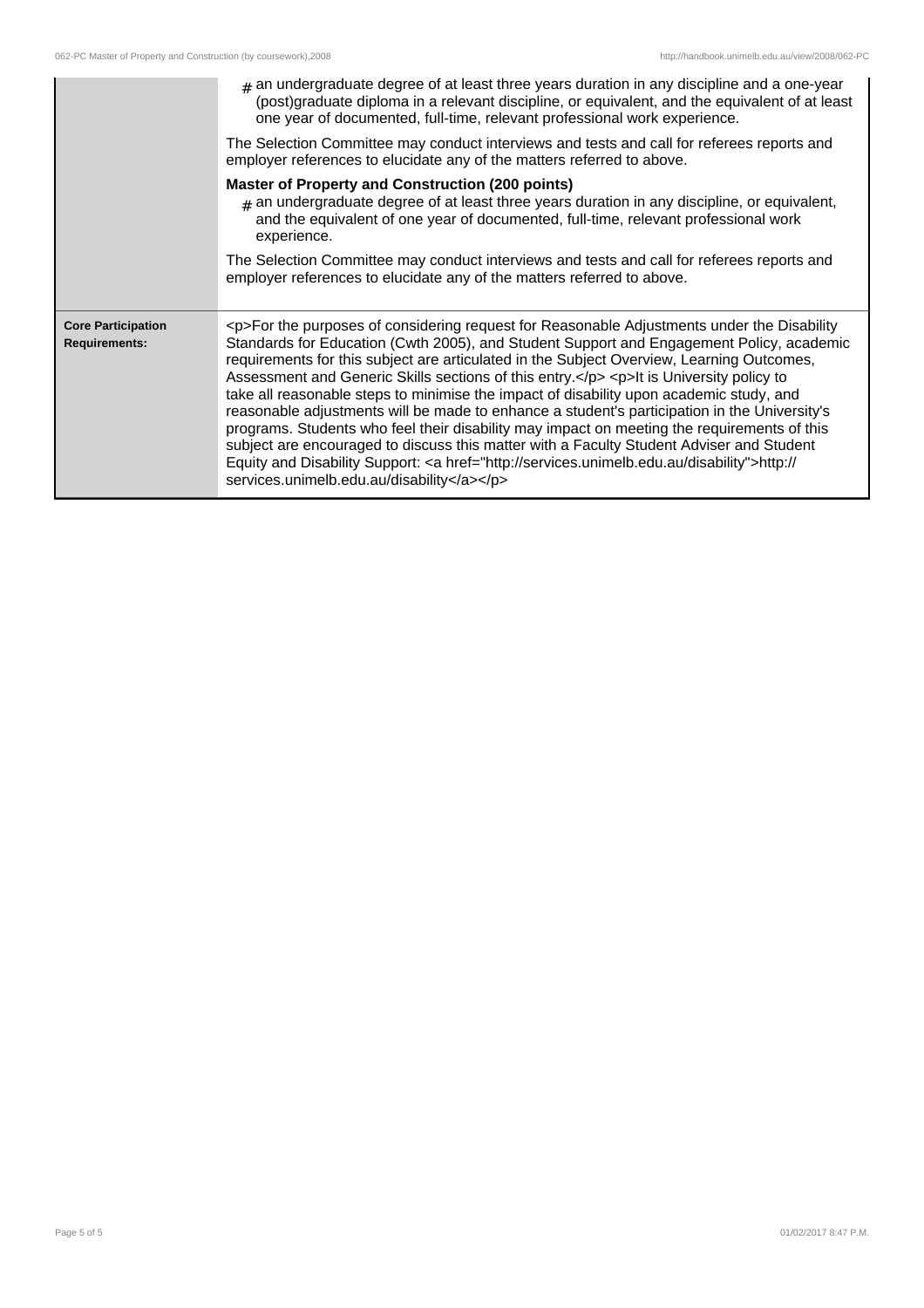| | |
|---|---|
| | # an undergraduate degree of at least three years duration in any discipline and a one-year (post)graduate diploma in a relevant discipline, or equivalent, and the equivalent of at least one year of documented, full-time, relevant professional work experience.<br><br>The Selection Committee may conduct interviews and tests and call for referees reports and employer references to elucidate any of the matters referred to above.<br><br>**Master of Property and Construction (200 points)**<br># an undergraduate degree of at least three years duration in any discipline, or equivalent, and the equivalent of one year of documented, full-time, relevant professional work experience.<br><br>The Selection Committee may conduct interviews and tests and call for referees reports and employer references to elucidate any of the matters referred to above. |
| **Core Participation Requirements:** | <p>For the purposes of considering request for Reasonable Adjustments under the Disability Standards for Education (Cwth 2005), and Student Support and Engagement Policy, academic requirements for this subject are articulated in the Subject Overview, Learning Outcomes, Assessment and Generic Skills sections of this entry.</p> <p>It is University policy to take all reasonable steps to minimise the impact of disability upon academic study, and reasonable adjustments will be made to enhance a student's participation in the University's programs. Students who feel their disability may impact on meeting the requirements of this subject are encouraged to discuss this matter with a Faculty Student Adviser and Student Equity and Disability Support: <a href="http://services.unimelb.edu.au/disability">http://services.unimelb.edu.au/disability</a></p> |